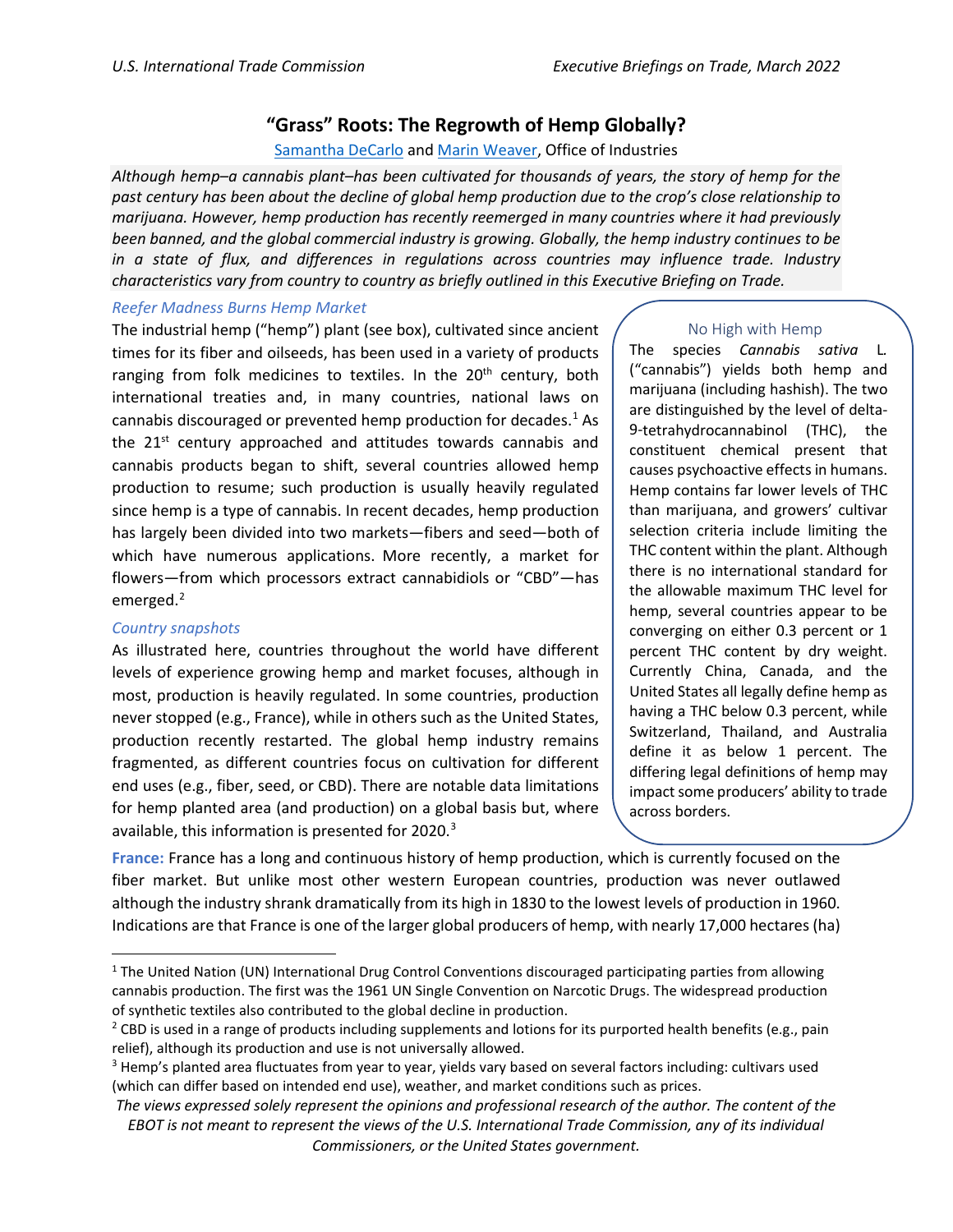# "Grass" Roots: The Regrowth of Hemp Globally?

[Samantha DeCarlo](#) and [Marin Weaver](#), Office of Industries

*Although hemp–a cannabis plant–has been cultivated for thousands of years, the story of hemp for the past century has been about the decline of global hemp production due to the crop's close relationship to marijuana. However, hemp production has recently reemerged in many countries where it had previously been banned, and the global commercial industry is growing. Globally, the hemp industry continues to be in a state of flux, and differences in regulations across countries may influence trade. Industry characteristics vary from country to country as briefly outlined in this Executive Briefing on Trade.*

## *Reefer Madness Burns Hemp Market*

The industrial hemp ("hemp") plant (see box), cultivated since ancient times for its fiber and oilseeds, has been used in a variety of products ranging from folk medicines to textiles. In the 20th century, both international treaties and, in many countries, national laws on cannabis discouraged or prevented hemp production for decades.[1] As the 21st century approached and attitudes towards cannabis and cannabis products began to shift, several countries allowed hemp production to resume; such production is usually heavily regulated since hemp is a type of cannabis. In recent decades, hemp production has largely been divided into two markets—fibers and seed—both of which have numerous applications. More recently, a market for flowers—from which processors extract cannabidiols or "CBD"—has emerged.[2]

> **No High with Hemp**
>
> The species *Cannabis sativa* L. ("cannabis") yields both hemp and marijuana (including hashish). The two are distinguished by the level of delta-9-tetrahydrocannabinol (THC), the constituent chemical present that causes psychoactive effects in humans. Hemp contains far lower levels of THC than marijuana, and growers' cultivar selection criteria include limiting the THC content within the plant. Although there is no international standard for the allowable maximum THC level for hemp, several countries appear to be converging on either 0.3 percent or 1 percent THC content by dry weight. Currently China, Canada, and the United States all legally define hemp as having a THC below 0.3 percent, while Switzerland, Thailand, and Australia define it as below 1 percent. The differing legal definitions of hemp may impact some producers' ability to trade across borders.

## *Country snapshots*

As illustrated here, countries throughout the world have different levels of experience growing hemp and market focuses, although in most, production is heavily regulated. In some countries, production never stopped (e.g., France), while in others such as the United States, production recently restarted. The global hemp industry remains fragmented, as different countries focus on cultivation for different end uses (e.g., fiber, seed, or CBD). There are notable data limitations for hemp planted area (and production) on a global basis but, where available, this information is presented for 2020.[3]

**France:** France has a long and continuous history of hemp production, which is currently focused on the fiber market. But unlike most other western European countries, production was never outlawed although the industry shrank dramatically from its high in 1830 to the lowest levels of production in 1960. Indications are that France is one of the larger global producers of hemp, with nearly 17,000 hectares (ha)

---

[1] The United Nation (UN) International Drug Control Conventions discouraged participating parties from allowing cannabis production. The first was the 1961 UN Single Convention on Narcotic Drugs. The widespread production of synthetic textiles also contributed to the global decline in production.

[2] CBD is used in a range of products including supplements and lotions for its purported health benefits (e.g., pain relief), although its production and use is not universally allowed.

[3] Hemp's planted area fluctuates from year to year, yields vary based on several factors including: cultivars used (which can differ based on intended end use), weather, and market conditions such as prices.

*The views expressed solely represent the opinions and professional research of the author. The content of the EBOT is not meant to represent the views of the U.S. International Trade Commission, any of its individual Commissioners, or the United States government.*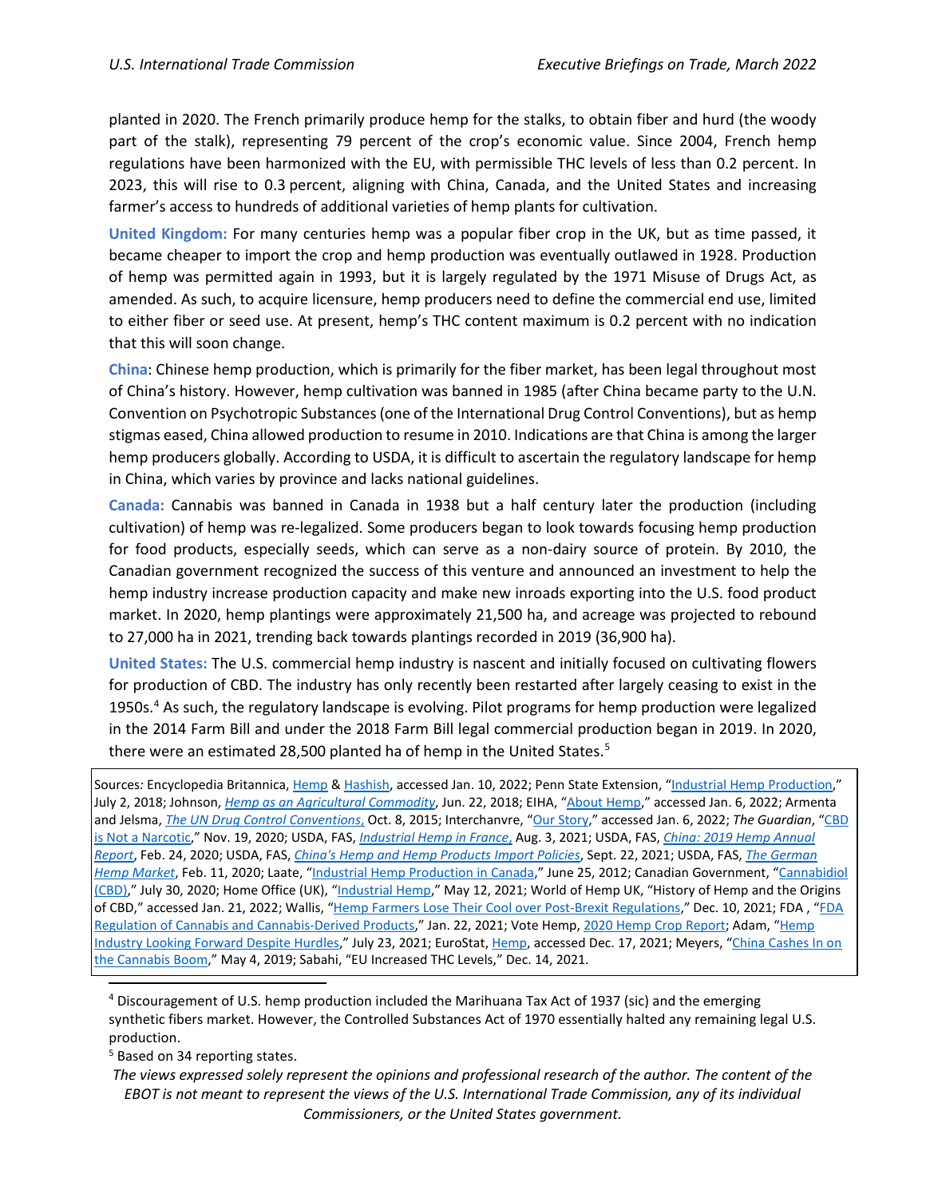planted in 2020. The French primarily produce hemp for the stalks, to obtain fiber and hurd (the woody part of the stalk), representing 79 percent of the crop's economic value. Since 2004, French hemp regulations have been harmonized with the EU, with permissible THC levels of less than 0.2 percent. In 2023, this will rise to 0.3 percent, aligning with China, Canada, and the United States and increasing farmer's access to hundreds of additional varieties of hemp plants for cultivation.

**United Kingdom:** For many centuries hemp was a popular fiber crop in the UK, but as time passed, it became cheaper to import the crop and hemp production was eventually outlawed in 1928. Production of hemp was permitted again in 1993, but it is largely regulated by the 1971 Misuse of Drugs Act, as amended. As such, to acquire licensure, hemp producers need to define the commercial end use, limited to either fiber or seed use. At present, hemp's THC content maximum is 0.2 percent with no indication that this will soon change.

**China**: Chinese hemp production, which is primarily for the fiber market, has been legal throughout most of China's history. However, hemp cultivation was banned in 1985 (after China became party to the U.N. Convention on Psychotropic Substances (one of the International Drug Control Conventions), but as hemp stigmas eased, China allowed production to resume in 2010. Indications are that China is among the larger hemp producers globally. According to USDA, it is difficult to ascertain the regulatory landscape for hemp in China, which varies by province and lacks national guidelines.

**Canada:** Cannabis was banned in Canada in 1938 but a half century later the production (including cultivation) of hemp was re-legalized. Some producers began to look towards focusing hemp production for food products, especially seeds, which can serve as a non-dairy source of protein. By 2010, the Canadian government recognized the success of this venture and announced an investment to help the hemp industry increase production capacity and make new inroads exporting into the U.S. food product market. In 2020, hemp plantings were approximately 21,500 ha, and acreage was projected to rebound to 27,000 ha in 2021, trending back towards plantings recorded in 2019 (36,900 ha).

**United States:** The U.S. commercial hemp industry is nascent and initially focused on cultivating flowers for production of CBD. The industry has only recently been restarted after largely ceasing to exist in the 1950s.[4] As such, the regulatory landscape is evolving. Pilot programs for hemp production were legalized in the 2014 Farm Bill and under the 2018 Farm Bill legal commercial production began in 2019. In 2020, there were an estimated 28,500 planted ha of hemp in the United States.[5]

Sources: Encyclopedia Britannica, Hemp & Hashish, accessed Jan. 10, 2022; Penn State Extension, "Industrial Hemp Production," July 2, 2018; Johnson, *Hemp as an Agricultural Commodity*, Jun. 22, 2018; EIHA, "About Hemp," accessed Jan. 6, 2022; Armenta and Jelsma, *The UN Drug Control Conventions,* Oct. 8, 2015; Interchanvre, "Our Story," accessed Jan. 6, 2022; *The Guardian*, "CBD is Not a Narcotic," Nov. 19, 2020; USDA, FAS, *Industrial Hemp in France*, Aug. 3, 2021; USDA, FAS, *China: 2019 Hemp Annual Report*, Feb. 24, 2020; USDA, FAS, *China's Hemp and Hemp Products Import Policies*, Sept. 22, 2021; USDA, FAS, *The German Hemp Market*, Feb. 11, 2020; Laate, "Industrial Hemp Production in Canada," June 25, 2012; Canadian Government, "Cannabidiol (CBD)," July 30, 2020; Home Office (UK), "Industrial Hemp," May 12, 2021; World of Hemp UK, "History of Hemp and the Origins of CBD," accessed Jan. 21, 2022; Wallis, "Hemp Farmers Lose Their Cool over Post-Brexit Regulations," Dec. 10, 2021; FDA , "FDA Regulation of Cannabis and Cannabis-Derived Products," Jan. 22, 2021; Vote Hemp, 2020 Hemp Crop Report; Adam, "Hemp Industry Looking Forward Despite Hurdles," July 23, 2021; EuroStat, Hemp, accessed Dec. 17, 2021; Meyers, "China Cashes In on the Cannabis Boom," May 4, 2019; Sabahi, "EU Increased THC Levels," Dec. 14, 2021.

---

[4] Discouragement of U.S. hemp production included the Marihuana Tax Act of 1937 (sic) and the emerging synthetic fibers market. However, the Controlled Substances Act of 1970 essentially halted any remaining legal U.S. production.

[5] Based on 34 reporting states.

*The views expressed solely represent the opinions and professional research of the author. The content of the EBOT is not meant to represent the views of the U.S. International Trade Commission, any of its individual Commissioners, or the United States government.*